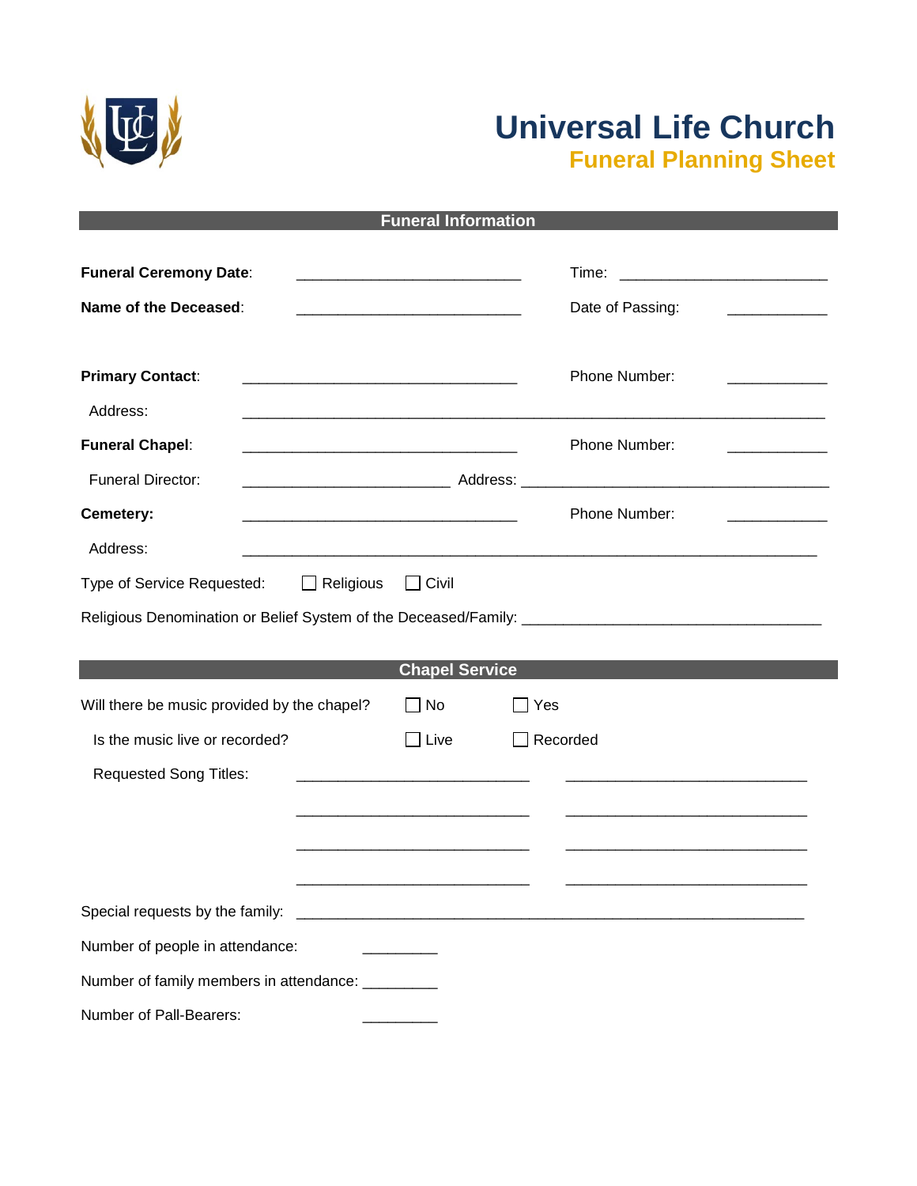# Universal Life Church

## Funeral Planning Sheet

### Funeral Information

**Funeral Ceremony Date**: ___________________________ Time: _________________________

**Name of the Deceased**: ___________________________ Date of Passing: ____________

**Primary Contact**: _________________________________ Phone Number: ____________

Address: _____________________________________________________________________

**Funeral Chapel**: _________________________________ Phone Number: ____________

Funeral Director: _________________________ Address: _____________________________________

**Cemetery:** _________________________________ Phone Number: ____________

Address: _____________________________________________________________________

Type of Service Requested: ☐ Religious ☐ Civil

Religious Denomination or Belief System of the Deceased/Family: ____________________________________

### Chapel Service

Will there be music provided by the chapel? ☐ No ☐ Yes

Is the music live or recorded? ☐ Live ☐ Recorded

Requested Song Titles: ____________________________ _____________________________

____________________________ _____________________________

____________________________ _____________________________

____________________________ _____________________________

Special requests by the family: _____________________________________________________________

Number of people in attendance: _________

Number of family members in attendance: _________

Number of Pall-Bearers: _________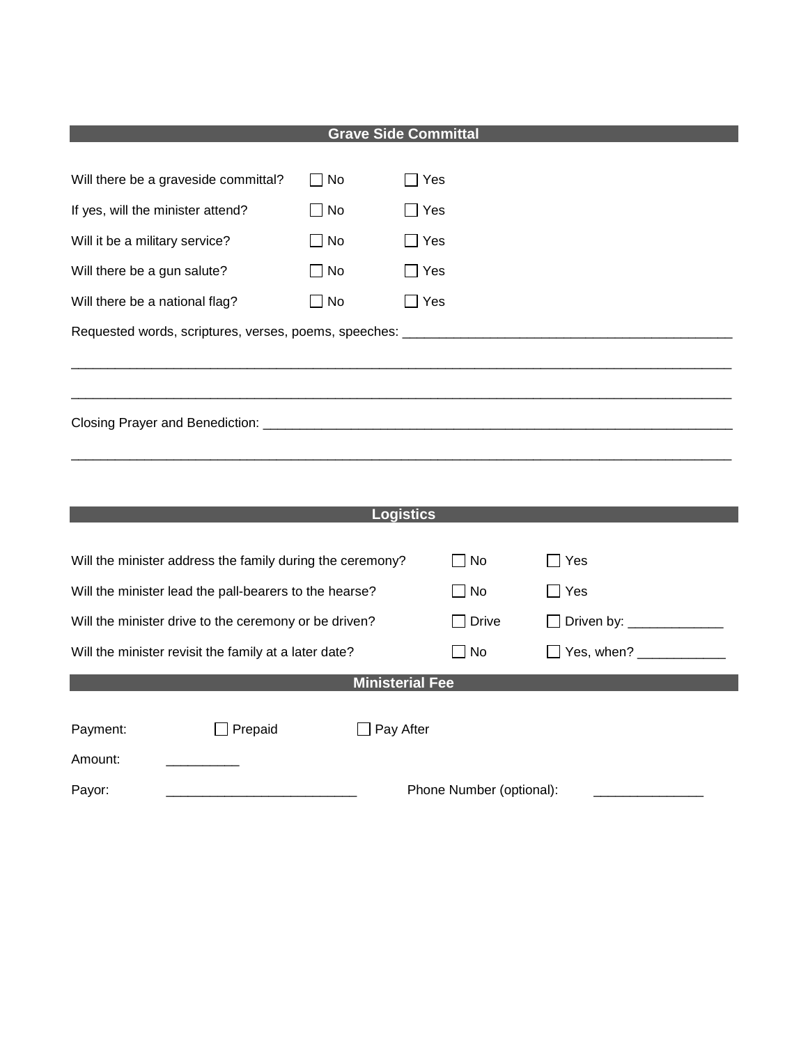## Grave Side Committal

| | | |
|---|---|---|
| Will there be a graveside committal? | ☐ No | ☐ Yes |
| If yes, will the minister attend? | ☐ No | ☐ Yes |
| Will it be a military service? | ☐ No | ☐ Yes |
| Will there be a gun salute? | ☐ No | ☐ Yes |
| Will there be a national flag? | ☐ No | ☐ Yes |

Requested words, scriptures, verses, poems, speeches: ____________________________________________

______________________________________________________________________________________________

______________________________________________________________________________________________

Closing Prayer and Benediction: _________________________________________________________________

______________________________________________________________________________________________

## Logistics

| | | |
|---|---|---|
| Will the minister address the family during the ceremony? | ☐ No | ☐ Yes |
| Will the minister lead the pall-bearers to the hearse? | ☐ No | ☐ Yes |
| Will the minister drive to the ceremony or be driven? | ☐ Drive | ☐ Driven by: _____________ |
| Will the minister revisit the family at a later date? | ☐ No | ☐ Yes, when? ____________ |

## Ministerial Fee

Payment: ☐ Prepaid ☐ Pay After

Amount: __________

Payor: __________________________ Phone Number (optional): _______________